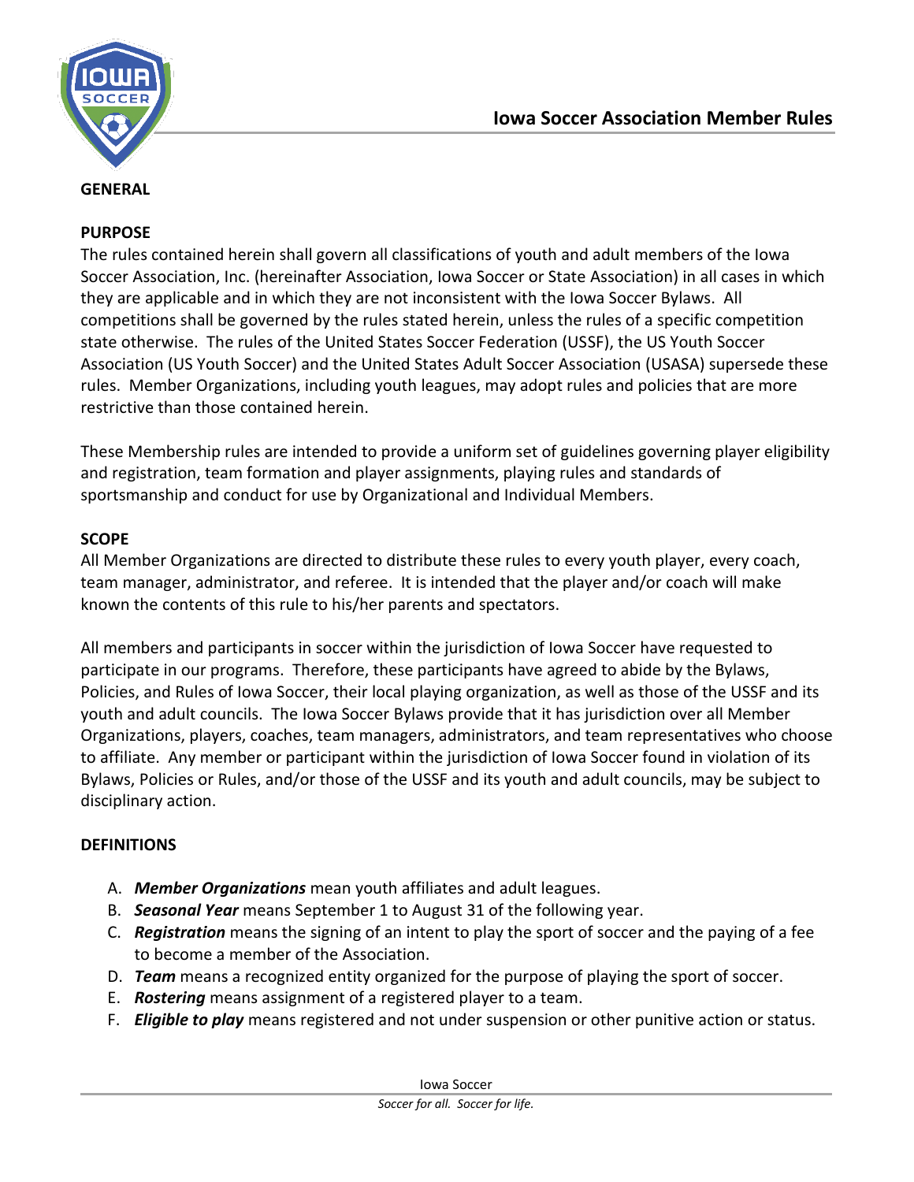# Iowa Soccer Association Member Rules

## GENERAL

### PURPOSE

The rules contained herein shall govern all classifications of youth and adult members of the Iowa Soccer Association, Inc. (hereinafter Association, Iowa Soccer or State Association) in all cases in which they are applicable and in which they are not inconsistent with the Iowa Soccer Bylaws. All competitions shall be governed by the rules stated herein, unless the rules of a specific competition state otherwise. The rules of the United States Soccer Federation (USSF), the US Youth Soccer Association (US Youth Soccer) and the United States Adult Soccer Association (USASA) supersede these rules. Member Organizations, including youth leagues, may adopt rules and policies that are more restrictive than those contained herein.

These Membership rules are intended to provide a uniform set of guidelines governing player eligibility and registration, team formation and player assignments, playing rules and standards of sportsmanship and conduct for use by Organizational and Individual Members.

### SCOPE

All Member Organizations are directed to distribute these rules to every youth player, every coach, team manager, administrator, and referee. It is intended that the player and/or coach will make known the contents of this rule to his/her parents and spectators.

All members and participants in soccer within the jurisdiction of Iowa Soccer have requested to participate in our programs. Therefore, these participants have agreed to abide by the Bylaws, Policies, and Rules of Iowa Soccer, their local playing organization, as well as those of the USSF and its youth and adult councils. The Iowa Soccer Bylaws provide that it has jurisdiction over all Member Organizations, players, coaches, team managers, administrators, and team representatives who choose to affiliate. Any member or participant within the jurisdiction of Iowa Soccer found in violation of its Bylaws, Policies or Rules, and/or those of the USSF and its youth and adult councils, may be subject to disciplinary action.

### DEFINITIONS

A. ***Member Organizations*** mean youth affiliates and adult leagues.
B. ***Seasonal Year*** means September 1 to August 31 of the following year.
C. ***Registration*** means the signing of an intent to play the sport of soccer and the paying of a fee to become a member of the Association.
D. ***Team*** means a recognized entity organized for the purpose of playing the sport of soccer.
E. ***Rostering*** means assignment of a registered player to a team.
F. ***Eligible to play*** means registered and not under suspension or other punitive action or status.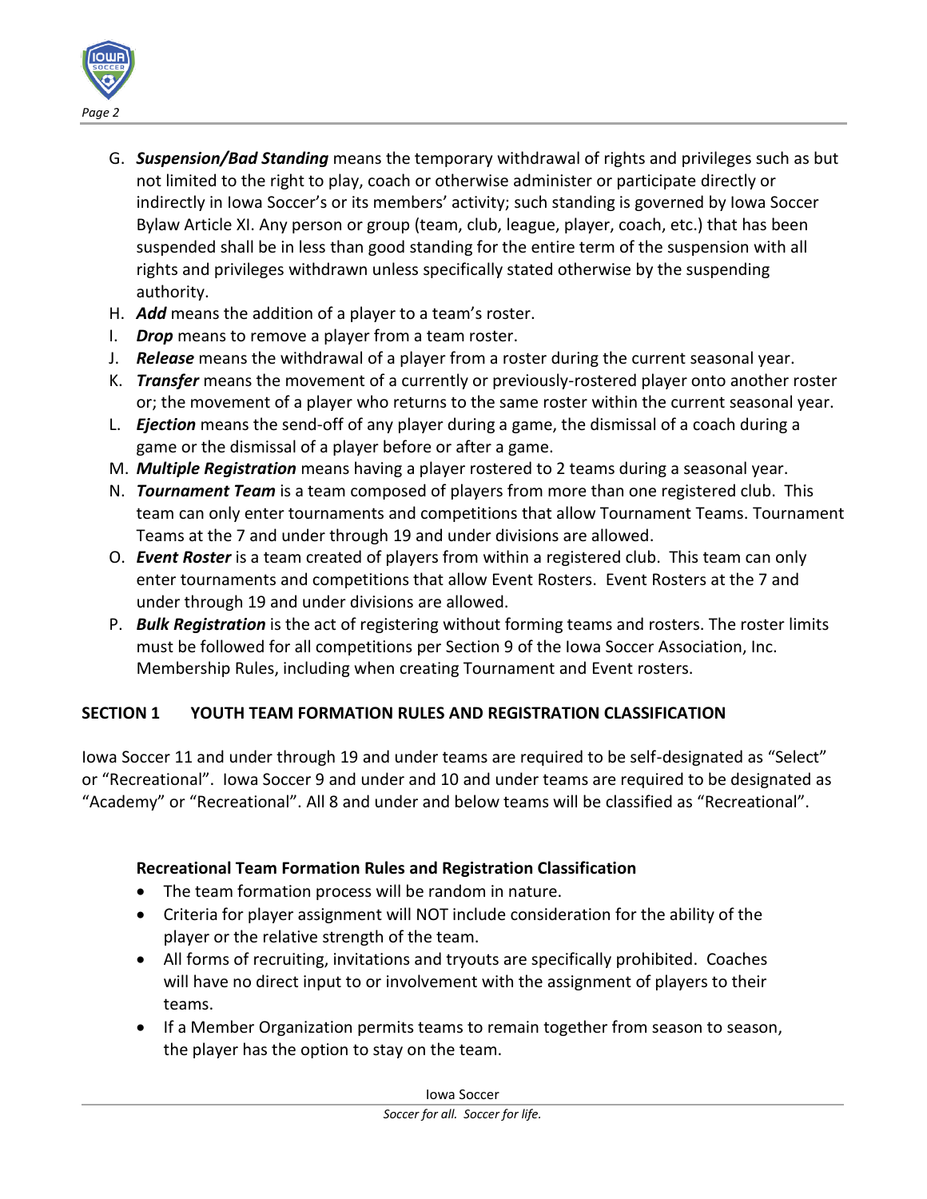G. ***Suspension/Bad Standing*** means the temporary withdrawal of rights and privileges such as but not limited to the right to play, coach or otherwise administer or participate directly or indirectly in Iowa Soccer's or its members' activity; such standing is governed by Iowa Soccer Bylaw Article XI. Any person or group (team, club, league, player, coach, etc.) that has been suspended shall be in less than good standing for the entire term of the suspension with all rights and privileges withdrawn unless specifically stated otherwise by the suspending authority.
H. ***Add*** means the addition of a player to a team's roster.
I. ***Drop*** means to remove a player from a team roster.
J. ***Release*** means the withdrawal of a player from a roster during the current seasonal year.
K. ***Transfer*** means the movement of a currently or previously-rostered player onto another roster or; the movement of a player who returns to the same roster within the current seasonal year.
L. ***Ejection*** means the send-off of any player during a game, the dismissal of a coach during a game or the dismissal of a player before or after a game.
M. ***Multiple Registration*** means having a player rostered to 2 teams during a seasonal year.
N. ***Tournament Team*** is a team composed of players from more than one registered club. This team can only enter tournaments and competitions that allow Tournament Teams. Tournament Teams at the 7 and under through 19 and under divisions are allowed.
O. ***Event Roster*** is a team created of players from within a registered club. This team can only enter tournaments and competitions that allow Event Rosters. Event Rosters at the 7 and under through 19 and under divisions are allowed.
P. ***Bulk Registration*** is the act of registering without forming teams and rosters. The roster limits must be followed for all competitions per Section 9 of the Iowa Soccer Association, Inc. Membership Rules, including when creating Tournament and Event rosters.

## SECTION 1 YOUTH TEAM FORMATION RULES AND REGISTRATION CLASSIFICATION

Iowa Soccer 11 and under through 19 and under teams are required to be self-designated as "Select" or "Recreational". Iowa Soccer 9 and under and 10 and under teams are required to be designated as "Academy" or "Recreational". All 8 and under and below teams will be classified as "Recreational".

### Recreational Team Formation Rules and Registration Classification

- The team formation process will be random in nature.
- Criteria for player assignment will NOT include consideration for the ability of the player or the relative strength of the team.
- All forms of recruiting, invitations and tryouts are specifically prohibited. Coaches will have no direct input to or involvement with the assignment of players to their teams.
- If a Member Organization permits teams to remain together from season to season, the player has the option to stay on the team.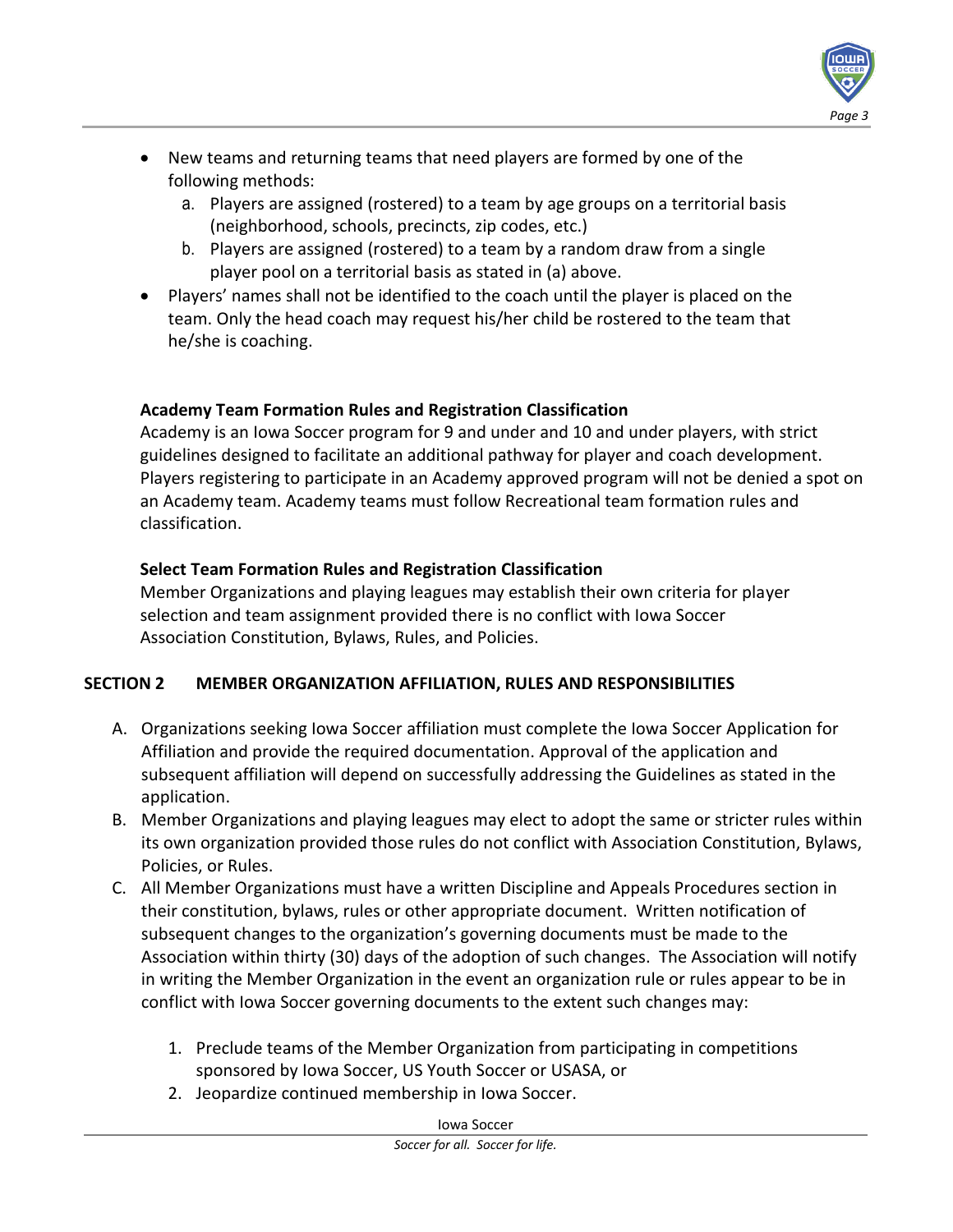- New teams and returning teams that need players are formed by one of the following methods:
  a. Players are assigned (rostered) to a team by age groups on a territorial basis (neighborhood, schools, precincts, zip codes, etc.)
  b. Players are assigned (rostered) to a team by a random draw from a single player pool on a territorial basis as stated in (a) above.
- Players' names shall not be identified to the coach until the player is placed on the team. Only the head coach may request his/her child be rostered to the team that he/she is coaching.

**Academy Team Formation Rules and Registration Classification**

Academy is an Iowa Soccer program for 9 and under and 10 and under players, with strict guidelines designed to facilitate an additional pathway for player and coach development. Players registering to participate in an Academy approved program will not be denied a spot on an Academy team. Academy teams must follow Recreational team formation rules and classification.

**Select Team Formation Rules and Registration Classification**

Member Organizations and playing leagues may establish their own criteria for player selection and team assignment provided there is no conflict with Iowa Soccer Association Constitution, Bylaws, Rules, and Policies.

## SECTION 2 MEMBER ORGANIZATION AFFILIATION, RULES AND RESPONSIBILITIES

A. Organizations seeking Iowa Soccer affiliation must complete the Iowa Soccer Application for Affiliation and provide the required documentation. Approval of the application and subsequent affiliation will depend on successfully addressing the Guidelines as stated in the application.

B. Member Organizations and playing leagues may elect to adopt the same or stricter rules within its own organization provided those rules do not conflict with Association Constitution, Bylaws, Policies, or Rules.

C. All Member Organizations must have a written Discipline and Appeals Procedures section in their constitution, bylaws, rules or other appropriate document. Written notification of subsequent changes to the organization's governing documents must be made to the Association within thirty (30) days of the adoption of such changes. The Association will notify in writing the Member Organization in the event an organization rule or rules appear to be in conflict with Iowa Soccer governing documents to the extent such changes may:

   1. Preclude teams of the Member Organization from participating in competitions sponsored by Iowa Soccer, US Youth Soccer or USASA, or
   2. Jeopardize continued membership in Iowa Soccer.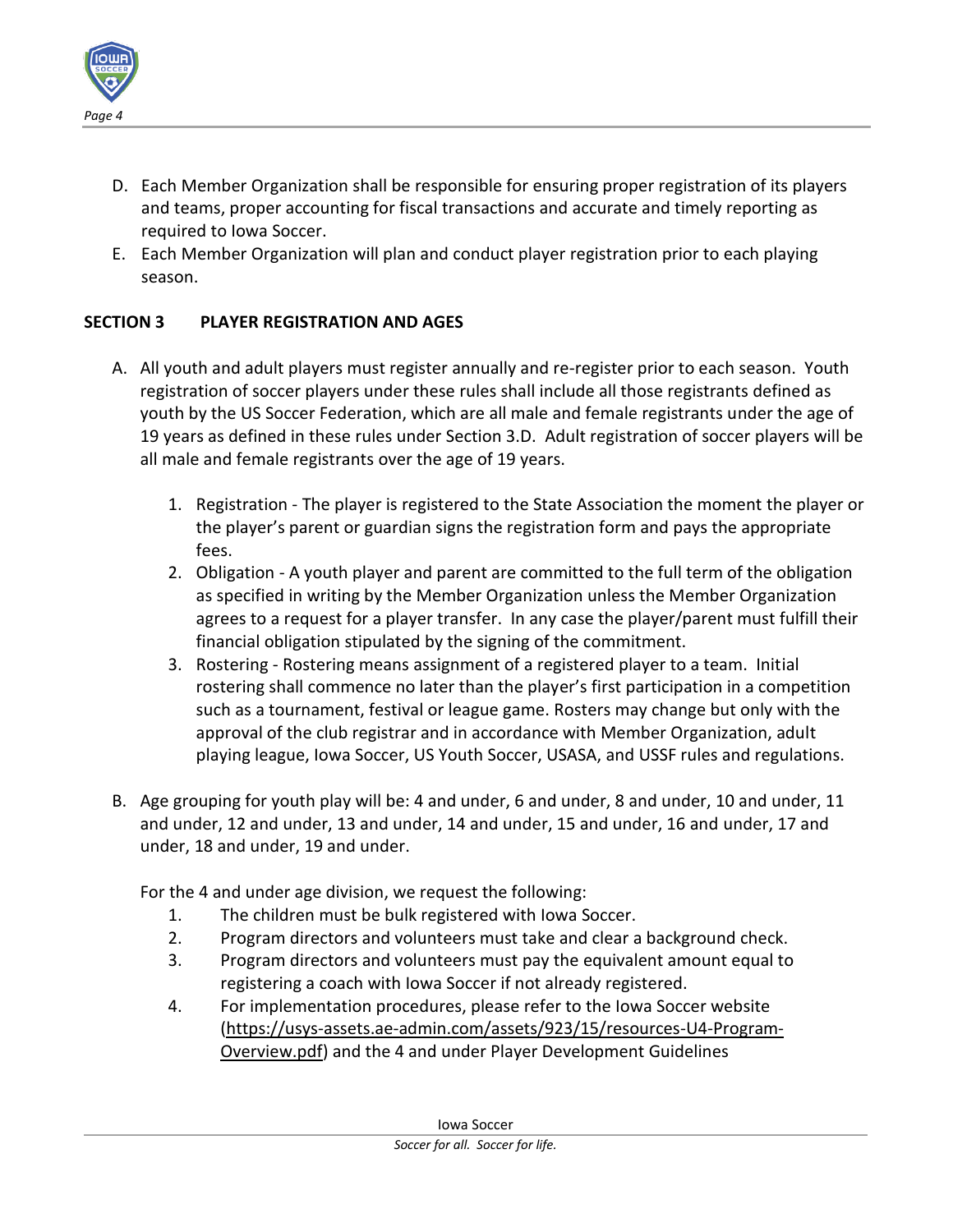D. Each Member Organization shall be responsible for ensuring proper registration of its players and teams, proper accounting for fiscal transactions and accurate and timely reporting as required to Iowa Soccer.
E. Each Member Organization will plan and conduct player registration prior to each playing season.

## SECTION 3 PLAYER REGISTRATION AND AGES

A. All youth and adult players must register annually and re-register prior to each season. Youth registration of soccer players under these rules shall include all those registrants defined as youth by the US Soccer Federation, which are all male and female registrants under the age of 19 years as defined in these rules under Section 3.D. Adult registration of soccer players will be all male and female registrants over the age of 19 years.

   1. Registration - The player is registered to the State Association the moment the player or the player's parent or guardian signs the registration form and pays the appropriate fees.
   2. Obligation - A youth player and parent are committed to the full term of the obligation as specified in writing by the Member Organization unless the Member Organization agrees to a request for a player transfer. In any case the player/parent must fulfill their financial obligation stipulated by the signing of the commitment.
   3. Rostering - Rostering means assignment of a registered player to a team. Initial rostering shall commence no later than the player's first participation in a competition such as a tournament, festival or league game. Rosters may change but only with the approval of the club registrar and in accordance with Member Organization, adult playing league, Iowa Soccer, US Youth Soccer, USASA, and USSF rules and regulations.

B. Age grouping for youth play will be: 4 and under, 6 and under, 8 and under, 10 and under, 11 and under, 12 and under, 13 and under, 14 and under, 15 and under, 16 and under, 17 and under, 18 and under, 19 and under.

   For the 4 and under age division, we request the following:

   1. The children must be bulk registered with Iowa Soccer.
   2. Program directors and volunteers must take and clear a background check.
   3. Program directors and volunteers must pay the equivalent amount equal to registering a coach with Iowa Soccer if not already registered.
   4. For implementation procedures, please refer to the Iowa Soccer website (https://usys-assets.ae-admin.com/assets/923/15/resources-U4-Program-Overview.pdf) and the 4 and under Player Development Guidelines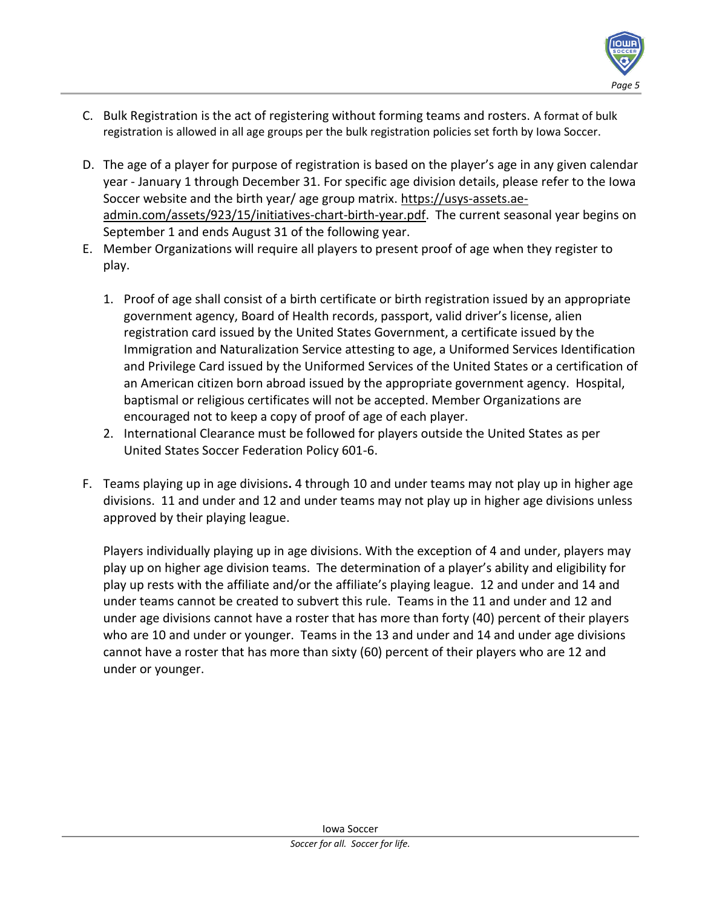C. Bulk Registration is the act of registering without forming teams and rosters. A format of bulk registration is allowed in all age groups per the bulk registration policies set forth by Iowa Soccer.

D. The age of a player for purpose of registration is based on the player's age in any given calendar year - January 1 through December 31. For specific age division details, please refer to the Iowa Soccer website and the birth year/ age group matrix. https://usys-assets.ae-admin.com/assets/923/15/initiatives-chart-birth-year.pdf. The current seasonal year begins on September 1 and ends August 31 of the following year.

E. Member Organizations will require all players to present proof of age when they register to play.

   1. Proof of age shall consist of a birth certificate or birth registration issued by an appropriate government agency, Board of Health records, passport, valid driver's license, alien registration card issued by the United States Government, a certificate issued by the Immigration and Naturalization Service attesting to age, a Uniformed Services Identification and Privilege Card issued by the Uniformed Services of the United States or a certification of an American citizen born abroad issued by the appropriate government agency. Hospital, baptismal or religious certificates will not be accepted. Member Organizations are encouraged not to keep a copy of proof of age of each player.
   2. International Clearance must be followed for players outside the United States as per United States Soccer Federation Policy 601-6.

F. Teams playing up in age divisions**.** 4 through 10 and under teams may not play up in higher age divisions. 11 and under and 12 and under teams may not play up in higher age divisions unless approved by their playing league.

   Players individually playing up in age divisions. With the exception of 4 and under, players may play up on higher age division teams. The determination of a player's ability and eligibility for play up rests with the affiliate and/or the affiliate's playing league. 12 and under and 14 and under teams cannot be created to subvert this rule. Teams in the 11 and under and 12 and under age divisions cannot have a roster that has more than forty (40) percent of their players who are 10 and under or younger. Teams in the 13 and under and 14 and under age divisions cannot have a roster that has more than sixty (60) percent of their players who are 12 and under or younger.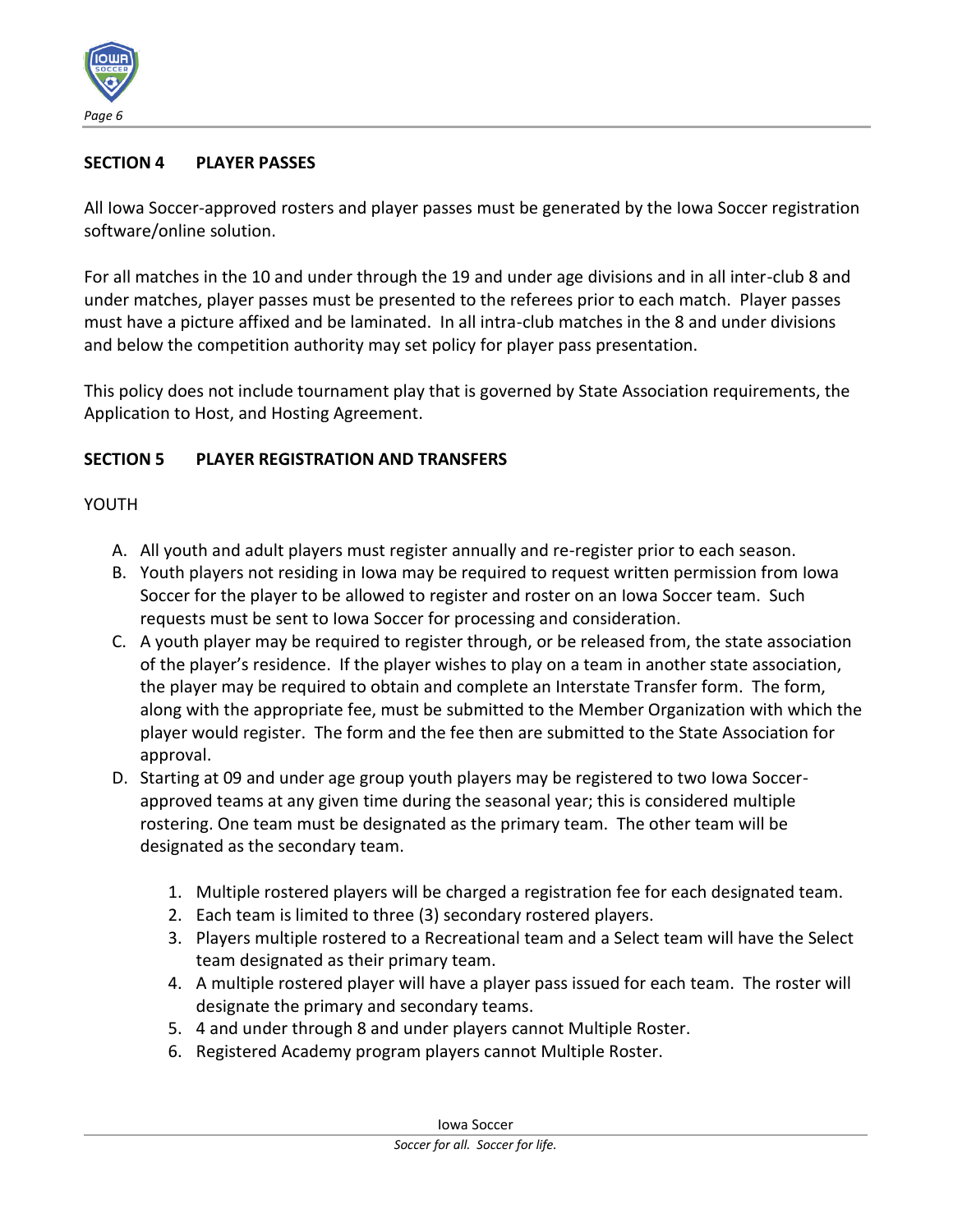## SECTION 4 PLAYER PASSES

All Iowa Soccer-approved rosters and player passes must be generated by the Iowa Soccer registration software/online solution.

For all matches in the 10 and under through the 19 and under age divisions and in all inter-club 8 and under matches, player passes must be presented to the referees prior to each match. Player passes must have a picture affixed and be laminated. In all intra-club matches in the 8 and under divisions and below the competition authority may set policy for player pass presentation.

This policy does not include tournament play that is governed by State Association requirements, the Application to Host, and Hosting Agreement.

## SECTION 5 PLAYER REGISTRATION AND TRANSFERS

YOUTH

A. All youth and adult players must register annually and re-register prior to each season.
B. Youth players not residing in Iowa may be required to request written permission from Iowa Soccer for the player to be allowed to register and roster on an Iowa Soccer team. Such requests must be sent to Iowa Soccer for processing and consideration.
C. A youth player may be required to register through, or be released from, the state association of the player's residence. If the player wishes to play on a team in another state association, the player may be required to obtain and complete an Interstate Transfer form. The form, along with the appropriate fee, must be submitted to the Member Organization with which the player would register. The form and the fee then are submitted to the State Association for approval.
D. Starting at 09 and under age group youth players may be registered to two Iowa Soccer-approved teams at any given time during the seasonal year; this is considered multiple rostering. One team must be designated as the primary team. The other team will be designated as the secondary team.

    1. Multiple rostered players will be charged a registration fee for each designated team.
    2. Each team is limited to three (3) secondary rostered players.
    3. Players multiple rostered to a Recreational team and a Select team will have the Select team designated as their primary team.
    4. A multiple rostered player will have a player pass issued for each team. The roster will designate the primary and secondary teams.
    5. 4 and under through 8 and under players cannot Multiple Roster.
    6. Registered Academy program players cannot Multiple Roster.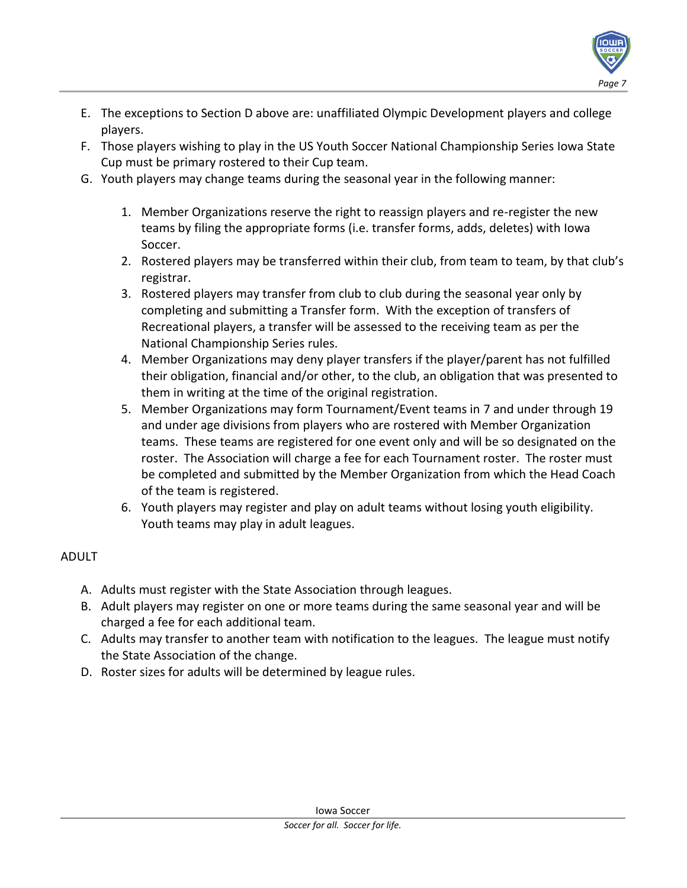E. The exceptions to Section D above are: unaffiliated Olympic Development players and college players.
F. Those players wishing to play in the US Youth Soccer National Championship Series Iowa State Cup must be primary rostered to their Cup team.
G. Youth players may change teams during the seasonal year in the following manner:

    1. Member Organizations reserve the right to reassign players and re-register the new teams by filing the appropriate forms (i.e. transfer forms, adds, deletes) with Iowa Soccer.
    2. Rostered players may be transferred within their club, from team to team, by that club's registrar.
    3. Rostered players may transfer from club to club during the seasonal year only by completing and submitting a Transfer form. With the exception of transfers of Recreational players, a transfer will be assessed to the receiving team as per the National Championship Series rules.
    4. Member Organizations may deny player transfers if the player/parent has not fulfilled their obligation, financial and/or other, to the club, an obligation that was presented to them in writing at the time of the original registration.
    5. Member Organizations may form Tournament/Event teams in 7 and under through 19 and under age divisions from players who are rostered with Member Organization teams. These teams are registered for one event only and will be so designated on the roster. The Association will charge a fee for each Tournament roster. The roster must be completed and submitted by the Member Organization from which the Head Coach of the team is registered.
    6. Youth players may register and play on adult teams without losing youth eligibility. Youth teams may play in adult leagues.

ADULT

A. Adults must register with the State Association through leagues.
B. Adult players may register on one or more teams during the same seasonal year and will be charged a fee for each additional team.
C. Adults may transfer to another team with notification to the leagues. The league must notify the State Association of the change.
D. Roster sizes for adults will be determined by league rules.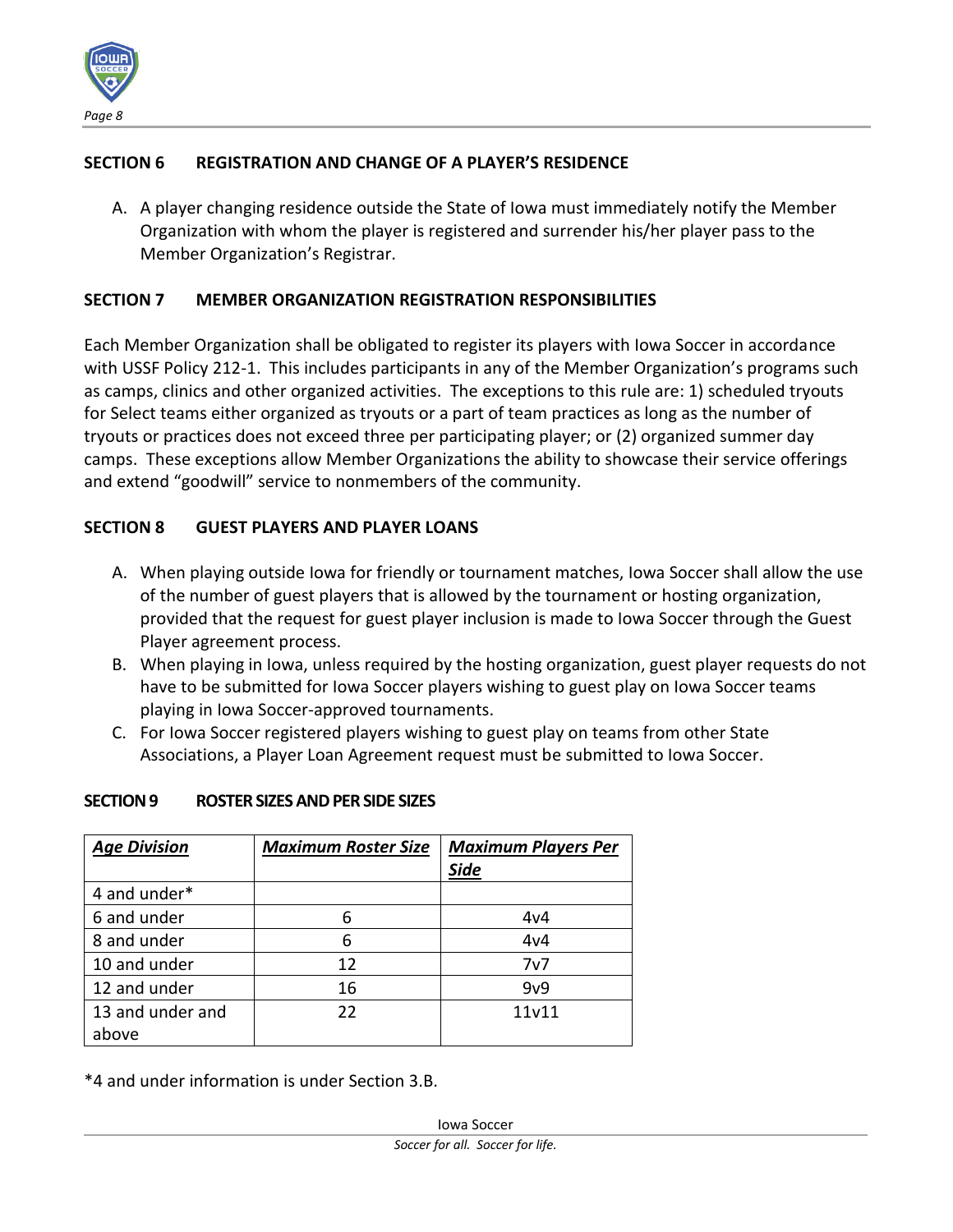## SECTION 6 REGISTRATION AND CHANGE OF A PLAYER'S RESIDENCE

A. A player changing residence outside the State of Iowa must immediately notify the Member Organization with whom the player is registered and surrender his/her player pass to the Member Organization's Registrar.

## SECTION 7 MEMBER ORGANIZATION REGISTRATION RESPONSIBILITIES

Each Member Organization shall be obligated to register its players with Iowa Soccer in accordance with USSF Policy 212-1. This includes participants in any of the Member Organization's programs such as camps, clinics and other organized activities. The exceptions to this rule are: 1) scheduled tryouts for Select teams either organized as tryouts or a part of team practices as long as the number of tryouts or practices does not exceed three per participating player; or (2) organized summer day camps. These exceptions allow Member Organizations the ability to showcase their service offerings and extend "goodwill" service to nonmembers of the community.

## SECTION 8 GUEST PLAYERS AND PLAYER LOANS

A. When playing outside Iowa for friendly or tournament matches, Iowa Soccer shall allow the use of the number of guest players that is allowed by the tournament or hosting organization, provided that the request for guest player inclusion is made to Iowa Soccer through the Guest Player agreement process.
B. When playing in Iowa, unless required by the hosting organization, guest player requests do not have to be submitted for Iowa Soccer players wishing to guest play on Iowa Soccer teams playing in Iowa Soccer-approved tournaments.
C. For Iowa Soccer registered players wishing to guest play on teams from other State Associations, a Player Loan Agreement request must be submitted to Iowa Soccer.

## SECTION 9 ROSTER SIZES AND PER SIDE SIZES

| ***Age Division*** | ***Maximum Roster Size*** | ***Maximum Players Per Side*** |
|---|---|---|
| 4 and under* | | |
| 6 and under | 6 | 4v4 |
| 8 and under | 6 | 4v4 |
| 10 and under | 12 | 7v7 |
| 12 and under | 16 | 9v9 |
| 13 and under and above | 22 | 11v11 |

*4 and under information is under Section 3.B.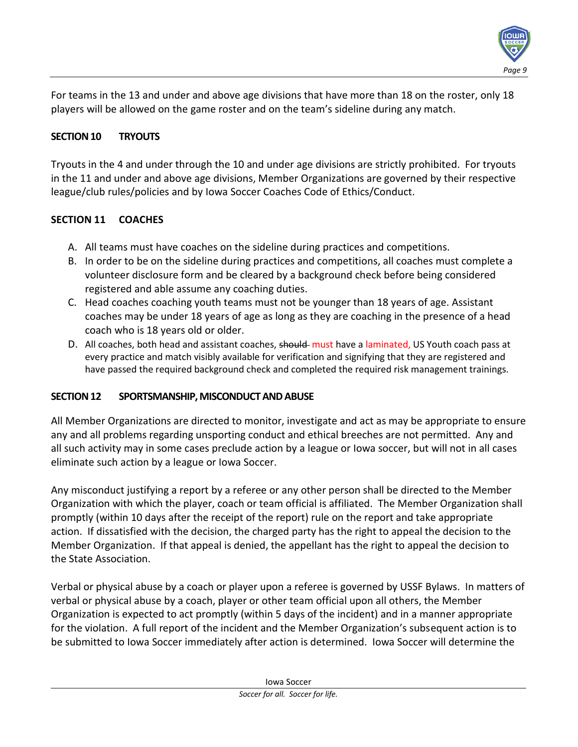For teams in the 13 and under and above age divisions that have more than 18 on the roster, only 18 players will be allowed on the game roster and on the team's sideline during any match.

## SECTION 10 TRYOUTS

Tryouts in the 4 and under through the 10 and under age divisions are strictly prohibited. For tryouts in the 11 and under and above age divisions, Member Organizations are governed by their respective league/club rules/policies and by Iowa Soccer Coaches Code of Ethics/Conduct.

## SECTION 11 COACHES

A. All teams must have coaches on the sideline during practices and competitions.
B. In order to be on the sideline during practices and competitions, all coaches must complete a volunteer disclosure form and be cleared by a background check before being considered registered and able assume any coaching duties.
C. Head coaches coaching youth teams must not be younger than 18 years of age. Assistant coaches may be under 18 years of age as long as they are coaching in the presence of a head coach who is 18 years old or older.
D. All coaches, both head and assistant coaches, ~~should~~ must have a laminated, US Youth coach pass at every practice and match visibly available for verification and signifying that they are registered and have passed the required background check and completed the required risk management trainings.

## SECTION 12 SPORTSMANSHIP, MISCONDUCT AND ABUSE

All Member Organizations are directed to monitor, investigate and act as may be appropriate to ensure any and all problems regarding unsporting conduct and ethical breeches are not permitted. Any and all such activity may in some cases preclude action by a league or Iowa soccer, but will not in all cases eliminate such action by a league or Iowa Soccer.

Any misconduct justifying a report by a referee or any other person shall be directed to the Member Organization with which the player, coach or team official is affiliated. The Member Organization shall promptly (within 10 days after the receipt of the report) rule on the report and take appropriate action. If dissatisfied with the decision, the charged party has the right to appeal the decision to the Member Organization. If that appeal is denied, the appellant has the right to appeal the decision to the State Association.

Verbal or physical abuse by a coach or player upon a referee is governed by USSF Bylaws. In matters of verbal or physical abuse by a coach, player or other team official upon all others, the Member Organization is expected to act promptly (within 5 days of the incident) and in a manner appropriate for the violation. A full report of the incident and the Member Organization's subsequent action is to be submitted to Iowa Soccer immediately after action is determined. Iowa Soccer will determine the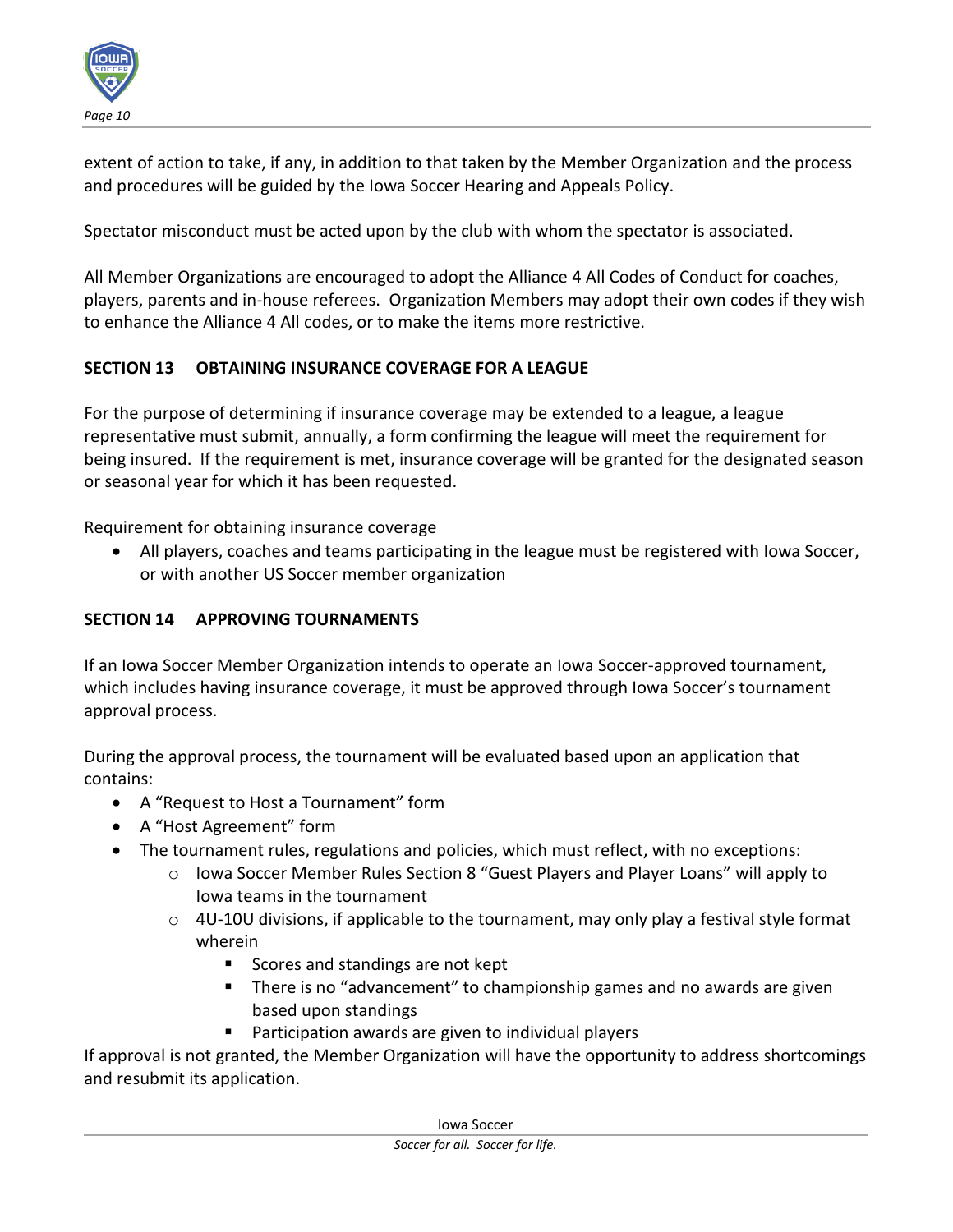extent of action to take, if any, in addition to that taken by the Member Organization and the process and procedures will be guided by the Iowa Soccer Hearing and Appeals Policy.

Spectator misconduct must be acted upon by the club with whom the spectator is associated.

All Member Organizations are encouraged to adopt the Alliance 4 All Codes of Conduct for coaches, players, parents and in-house referees. Organization Members may adopt their own codes if they wish to enhance the Alliance 4 All codes, or to make the items more restrictive.

## SECTION 13 OBTAINING INSURANCE COVERAGE FOR A LEAGUE

For the purpose of determining if insurance coverage may be extended to a league, a league representative must submit, annually, a form confirming the league will meet the requirement for being insured. If the requirement is met, insurance coverage will be granted for the designated season or seasonal year for which it has been requested.

Requirement for obtaining insurance coverage

- All players, coaches and teams participating in the league must be registered with Iowa Soccer, or with another US Soccer member organization

## SECTION 14 APPROVING TOURNAMENTS

If an Iowa Soccer Member Organization intends to operate an Iowa Soccer-approved tournament, which includes having insurance coverage, it must be approved through Iowa Soccer's tournament approval process.

During the approval process, the tournament will be evaluated based upon an application that contains:

- A "Request to Host a Tournament" form
- A "Host Agreement" form
- The tournament rules, regulations and policies, which must reflect, with no exceptions:
  - Iowa Soccer Member Rules Section 8 "Guest Players and Player Loans" will apply to Iowa teams in the tournament
  - 4U-10U divisions, if applicable to the tournament, may only play a festival style format wherein
    - Scores and standings are not kept
    - There is no "advancement" to championship games and no awards are given based upon standings
    - Participation awards are given to individual players

If approval is not granted, the Member Organization will have the opportunity to address shortcomings and resubmit its application.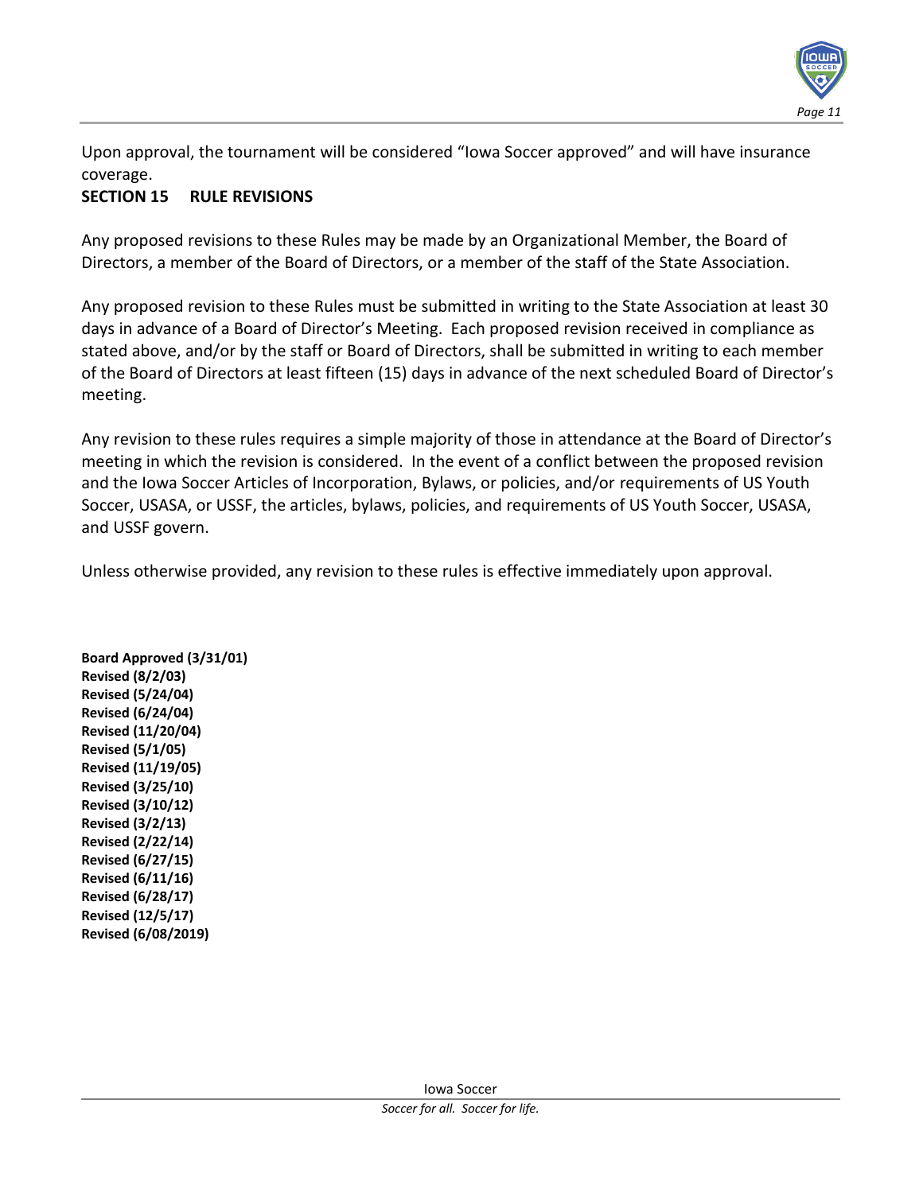Upon approval, the tournament will be considered "Iowa Soccer approved" and will have insurance coverage.

## SECTION 15 RULE REVISIONS

Any proposed revisions to these Rules may be made by an Organizational Member, the Board of Directors, a member of the Board of Directors, or a member of the staff of the State Association.

Any proposed revision to these Rules must be submitted in writing to the State Association at least 30 days in advance of a Board of Director's Meeting. Each proposed revision received in compliance as stated above, and/or by the staff or Board of Directors, shall be submitted in writing to each member of the Board of Directors at least fifteen (15) days in advance of the next scheduled Board of Director's meeting.

Any revision to these rules requires a simple majority of those in attendance at the Board of Director's meeting in which the revision is considered. In the event of a conflict between the proposed revision and the Iowa Soccer Articles of Incorporation, Bylaws, or policies, and/or requirements of US Youth Soccer, USASA, or USSF, the articles, bylaws, policies, and requirements of US Youth Soccer, USASA, and USSF govern.

Unless otherwise provided, any revision to these rules is effective immediately upon approval.

**Board Approved (3/31/01)**
**Revised (8/2/03)**
**Revised (5/24/04)**
**Revised (6/24/04)**
**Revised (11/20/04)**
**Revised (5/1/05)**
**Revised (11/19/05)**
**Revised (3/25/10)**
**Revised (3/10/12)**
**Revised (3/2/13)**
**Revised (2/22/14)**
**Revised (6/27/15)**
**Revised (6/11/16)**
**Revised (6/28/17)**
**Revised (12/5/17)**
**Revised (6/08/2019)**